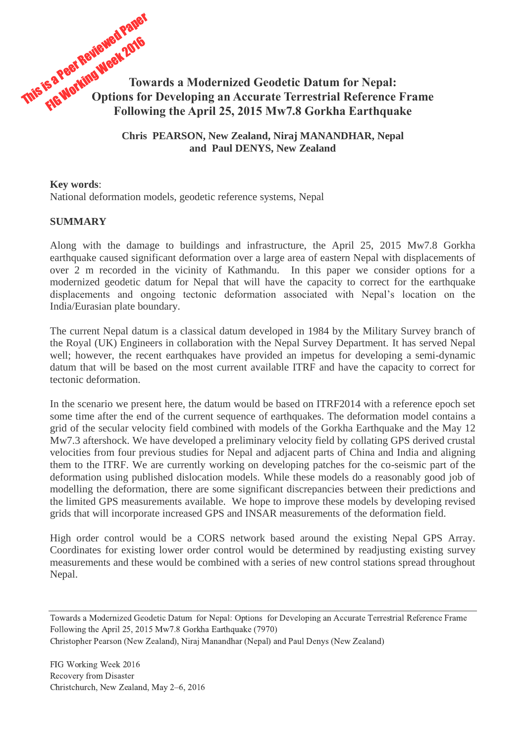This is a Peer Reviewed Paper
FIG Working Week 2016

# Towards a Modernized Geodetic Datum for Nepal: Options for Developing an Accurate Terrestrial Reference Frame Following the April 25, 2015 Mw7.8 Gorkha Earthquake

**Chris PEARSON, New Zealand, Niraj MANANDHAR, Nepal and Paul DENYS, New Zealand**

**Key words**:
National deformation models, geodetic reference systems, Nepal

## SUMMARY

Along with the damage to buildings and infrastructure, the April 25, 2015 Mw7.8 Gorkha earthquake caused significant deformation over a large area of eastern Nepal with displacements of over 2 m recorded in the vicinity of Kathmandu. In this paper we consider options for a modernized geodetic datum for Nepal that will have the capacity to correct for the earthquake displacements and ongoing tectonic deformation associated with Nepal's location on the India/Eurasian plate boundary.

The current Nepal datum is a classical datum developed in 1984 by the Military Survey branch of the Royal (UK) Engineers in collaboration with the Nepal Survey Department. It has served Nepal well; however, the recent earthquakes have provided an impetus for developing a semi-dynamic datum that will be based on the most current available ITRF and have the capacity to correct for tectonic deformation.

In the scenario we present here, the datum would be based on ITRF2014 with a reference epoch set some time after the end of the current sequence of earthquakes. The deformation model contains a grid of the secular velocity field combined with models of the Gorkha Earthquake and the May 12 Mw7.3 aftershock. We have developed a preliminary velocity field by collating GPS derived crustal velocities from four previous studies for Nepal and adjacent parts of China and India and aligning them to the ITRF. We are currently working on developing patches for the co-seismic part of the deformation using published dislocation models. While these models do a reasonably good job of modelling the deformation, there are some significant discrepancies between their predictions and the limited GPS measurements available. We hope to improve these models by developing revised grids that will incorporate increased GPS and INSAR measurements of the deformation field.

High order control would be a CORS network based around the existing Nepal GPS Array. Coordinates for existing lower order control would be determined by readjusting existing survey measurements and these would be combined with a series of new control stations spread throughout Nepal.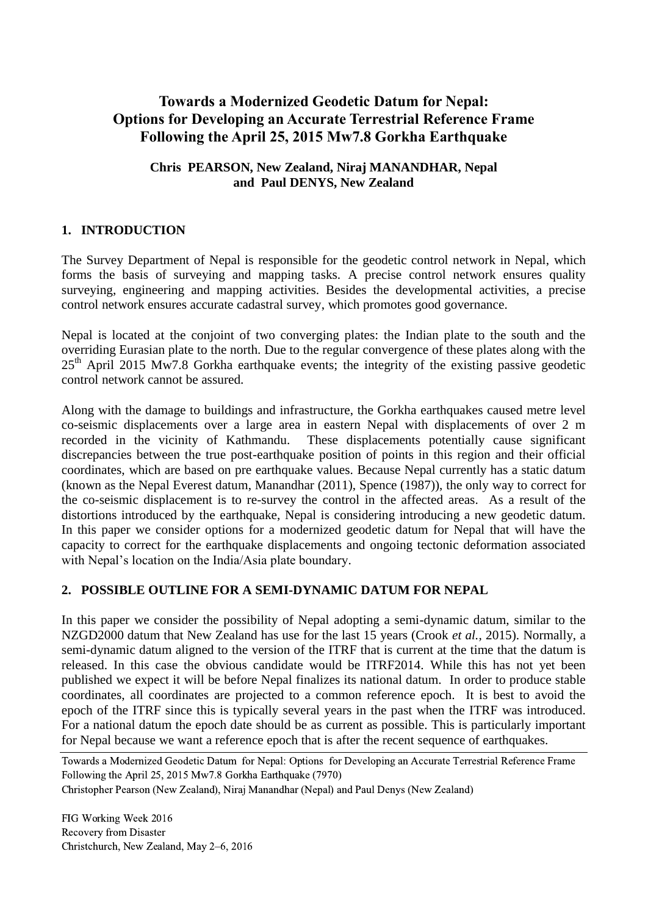# Towards a Modernized Geodetic Datum for Nepal: Options for Developing an Accurate Terrestrial Reference Frame Following the April 25, 2015 Mw7.8 Gorkha Earthquake

**Chris PEARSON, New Zealand, Niraj MANANDHAR, Nepal and Paul DENYS, New Zealand**

## 1. INTRODUCTION

The Survey Department of Nepal is responsible for the geodetic control network in Nepal, which forms the basis of surveying and mapping tasks. A precise control network ensures quality surveying, engineering and mapping activities. Besides the developmental activities, a precise control network ensures accurate cadastral survey, which promotes good governance.

Nepal is located at the conjoint of two converging plates: the Indian plate to the south and the overriding Eurasian plate to the north. Due to the regular convergence of these plates along with the 25th April 2015 Mw7.8 Gorkha earthquake events; the integrity of the existing passive geodetic control network cannot be assured.

Along with the damage to buildings and infrastructure, the Gorkha earthquakes caused metre level co-seismic displacements over a large area in eastern Nepal with displacements of over 2 m recorded in the vicinity of Kathmandu. These displacements potentially cause significant discrepancies between the true post-earthquake position of points in this region and their official coordinates, which are based on pre earthquake values. Because Nepal currently has a static datum (known as the Nepal Everest datum, Manandhar (2011), Spence (1987)), the only way to correct for the co-seismic displacement is to re-survey the control in the affected areas. As a result of the distortions introduced by the earthquake, Nepal is considering introducing a new geodetic datum. In this paper we consider options for a modernized geodetic datum for Nepal that will have the capacity to correct for the earthquake displacements and ongoing tectonic deformation associated with Nepal's location on the India/Asia plate boundary.

## 2. POSSIBLE OUTLINE FOR A SEMI-DYNAMIC DATUM FOR NEPAL

In this paper we consider the possibility of Nepal adopting a semi-dynamic datum, similar to the NZGD2000 datum that New Zealand has use for the last 15 years (Crook *et al.*, 2015). Normally, a semi-dynamic datum aligned to the version of the ITRF that is current at the time that the datum is released. In this case the obvious candidate would be ITRF2014. While this has not yet been published we expect it will be before Nepal finalizes its national datum. In order to produce stable coordinates, all coordinates are projected to a common reference epoch. It is best to avoid the epoch of the ITRF since this is typically several years in the past when the ITRF was introduced. For a national datum the epoch date should be as current as possible. This is particularly important for Nepal because we want a reference epoch that is after the recent sequence of earthquakes.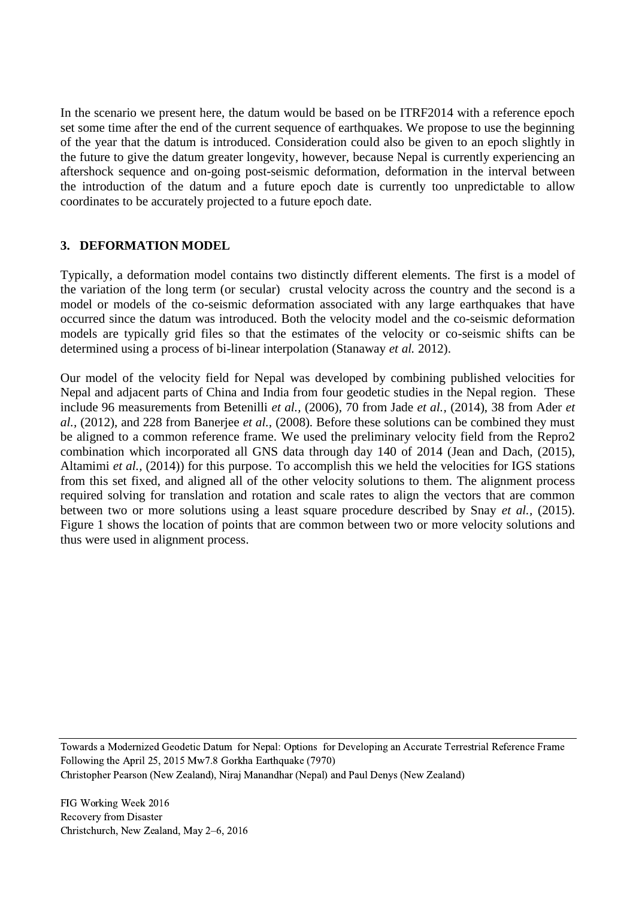In the scenario we present here, the datum would be based on be ITRF2014 with a reference epoch set some time after the end of the current sequence of earthquakes. We propose to use the beginning of the year that the datum is introduced. Consideration could also be given to an epoch slightly in the future to give the datum greater longevity, however, because Nepal is currently experiencing an aftershock sequence and on-going post-seismic deformation, deformation in the interval between the introduction of the datum and a future epoch date is currently too unpredictable to allow coordinates to be accurately projected to a future epoch date.

## 3. DEFORMATION MODEL

Typically, a deformation model contains two distinctly different elements. The first is a model of the variation of the long term (or secular) crustal velocity across the country and the second is a model or models of the co-seismic deformation associated with any large earthquakes that have occurred since the datum was introduced. Both the velocity model and the co-seismic deformation models are typically grid files so that the estimates of the velocity or co-seismic shifts can be determined using a process of bi-linear interpolation (Stanaway *et al.* 2012).

Our model of the velocity field for Nepal was developed by combining published velocities for Nepal and adjacent parts of China and India from four geodetic studies in the Nepal region. These include 96 measurements from Betenilli *et al.,* (2006), 70 from Jade *et al.,* (2014), 38 from Ader *et al.,* (2012), and 228 from Banerjee *et al.,* (2008). Before these solutions can be combined they must be aligned to a common reference frame. We used the preliminary velocity field from the Repro2 combination which incorporated all GNS data through day 140 of 2014 (Jean and Dach, (2015), Altamimi *et al.,* (2014)) for this purpose. To accomplish this we held the velocities for IGS stations from this set fixed, and aligned all of the other velocity solutions to them. The alignment process required solving for translation and rotation and scale rates to align the vectors that are common between two or more solutions using a least square procedure described by Snay *et al.,* (2015). Figure 1 shows the location of points that are common between two or more velocity solutions and thus were used in alignment process.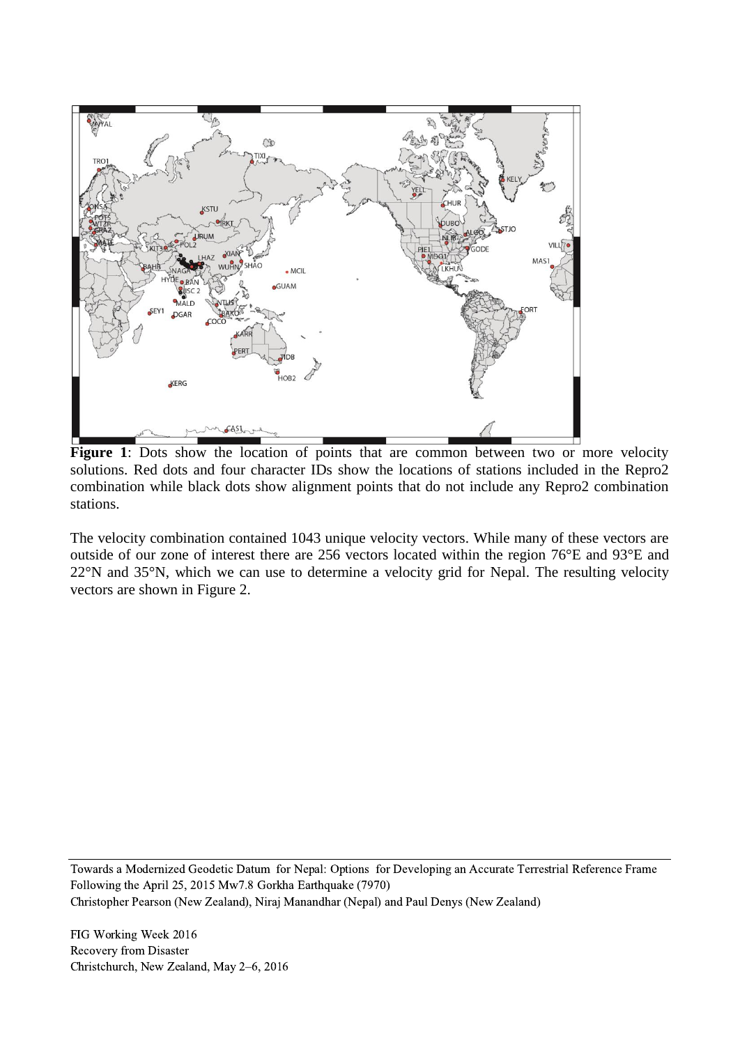**Figure 1**: Dots show the location of points that are common between two or more velocity solutions. Red dots and four character IDs show the locations of stations included in the Repro2 combination while black dots show alignment points that do not include any Repro2 combination stations.

The velocity combination contained 1043 unique velocity vectors. While many of these vectors are outside of our zone of interest there are 256 vectors located within the region 76°E and 93°E and 22°N and 35°N, which we can use to determine a velocity grid for Nepal. The resulting velocity vectors are shown in Figure 2.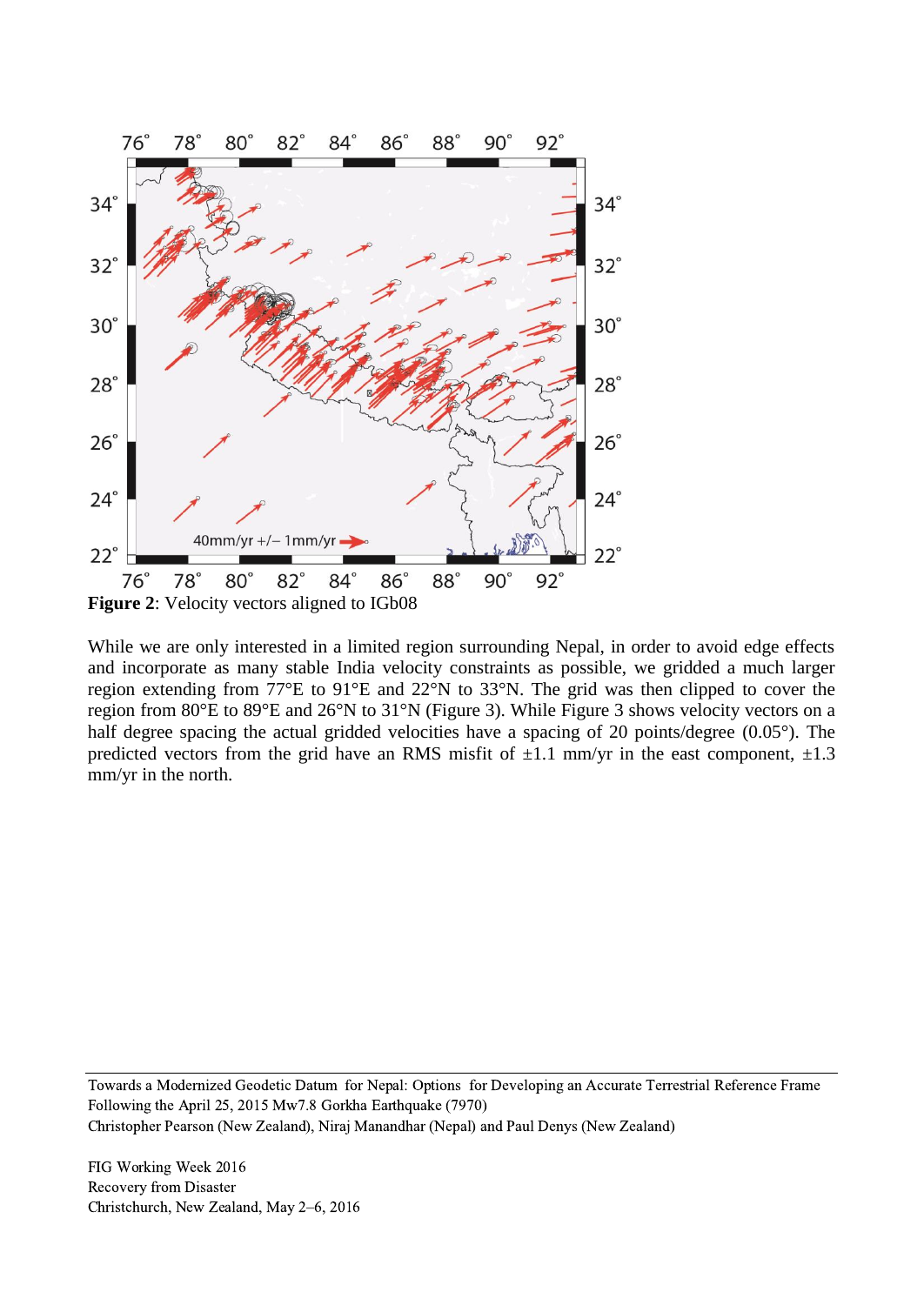**Figure 2**: Velocity vectors aligned to IGb08

While we are only interested in a limited region surrounding Nepal, in order to avoid edge effects and incorporate as many stable India velocity constraints as possible, we gridded a much larger region extending from 77°E to 91°E and 22°N to 33°N. The grid was then clipped to cover the region from 80°E to 89°E and 26°N to 31°N (Figure 3). While Figure 3 shows velocity vectors on a half degree spacing the actual gridded velocities have a spacing of 20 points/degree (0.05°). The predicted vectors from the grid have an RMS misfit of ±1.1 mm/yr in the east component, ±1.3 mm/yr in the north.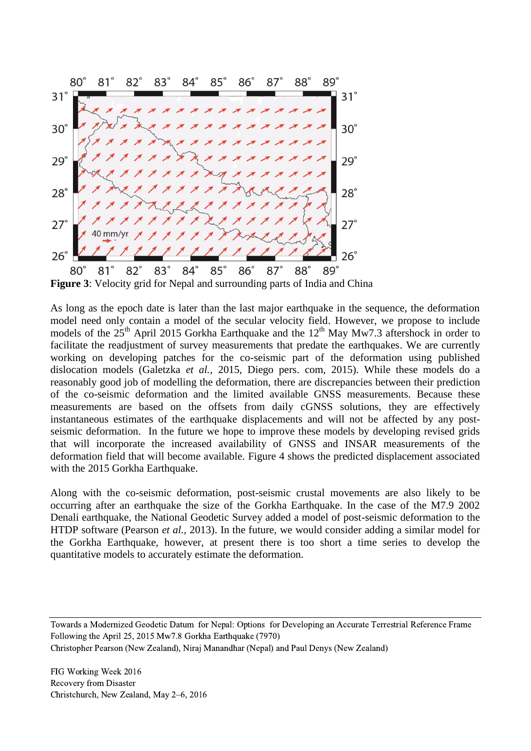**Figure 3**: Velocity grid for Nepal and surrounding parts of India and China

As long as the epoch date is later than the last major earthquake in the sequence, the deformation model need only contain a model of the secular velocity field. However, we propose to include models of the 25th April 2015 Gorkha Earthquake and the 12th May Mw7.3 aftershock in order to facilitate the readjustment of survey measurements that predate the earthquakes. We are currently working on developing patches for the co-seismic part of the deformation using published dislocation models (Galetzka *et al.*, 2015, Diego pers. com, 2015). While these models do a reasonably good job of modelling the deformation, there are discrepancies between their prediction of the co-seismic deformation and the limited available GNSS measurements. Because these measurements are based on the offsets from daily cGNSS solutions, they are effectively instantaneous estimates of the earthquake displacements and will not be affected by any post-seismic deformation. In the future we hope to improve these models by developing revised grids that will incorporate the increased availability of GNSS and INSAR measurements of the deformation field that will become available. Figure 4 shows the predicted displacement associated with the 2015 Gorkha Earthquake.

Along with the co-seismic deformation, post-seismic crustal movements are also likely to be occurring after an earthquake the size of the Gorkha Earthquake. In the case of the M7.9 2002 Denali earthquake, the National Geodetic Survey added a model of post-seismic deformation to the HTDP software (Pearson *et al.*, 2013). In the future, we would consider adding a similar model for the Gorkha Earthquake, however, at present there is too short a time series to develop the quantitative models to accurately estimate the deformation.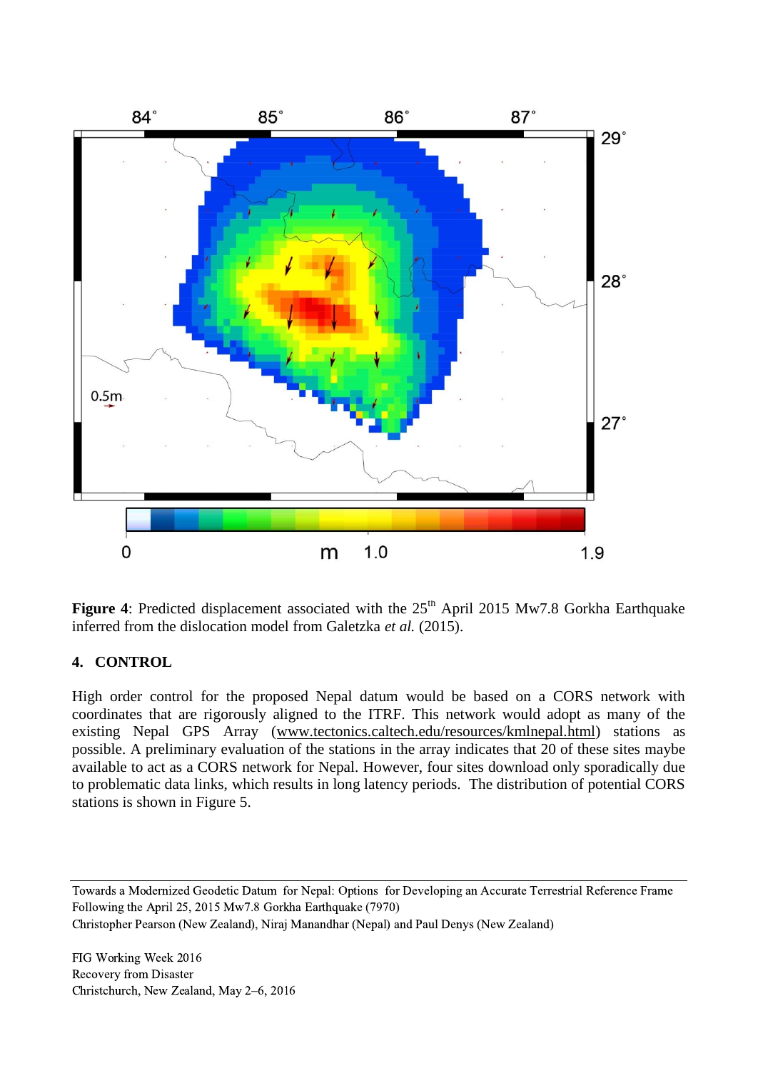**Figure 4**: Predicted displacement associated with the 25th April 2015 Mw7.8 Gorkha Earthquake inferred from the dislocation model from Galetzka *et al.* (2015).

## 4. CONTROL

High order control for the proposed Nepal datum would be based on a CORS network with coordinates that are rigorously aligned to the ITRF. This network would adopt as many of the existing Nepal GPS Array (www.tectonics.caltech.edu/resources/kmlnepal.html) stations as possible. A preliminary evaluation of the stations in the array indicates that 20 of these sites maybe available to act as a CORS network for Nepal. However, four sites download only sporadically due to problematic data links, which results in long latency periods. The distribution of potential CORS stations is shown in Figure 5.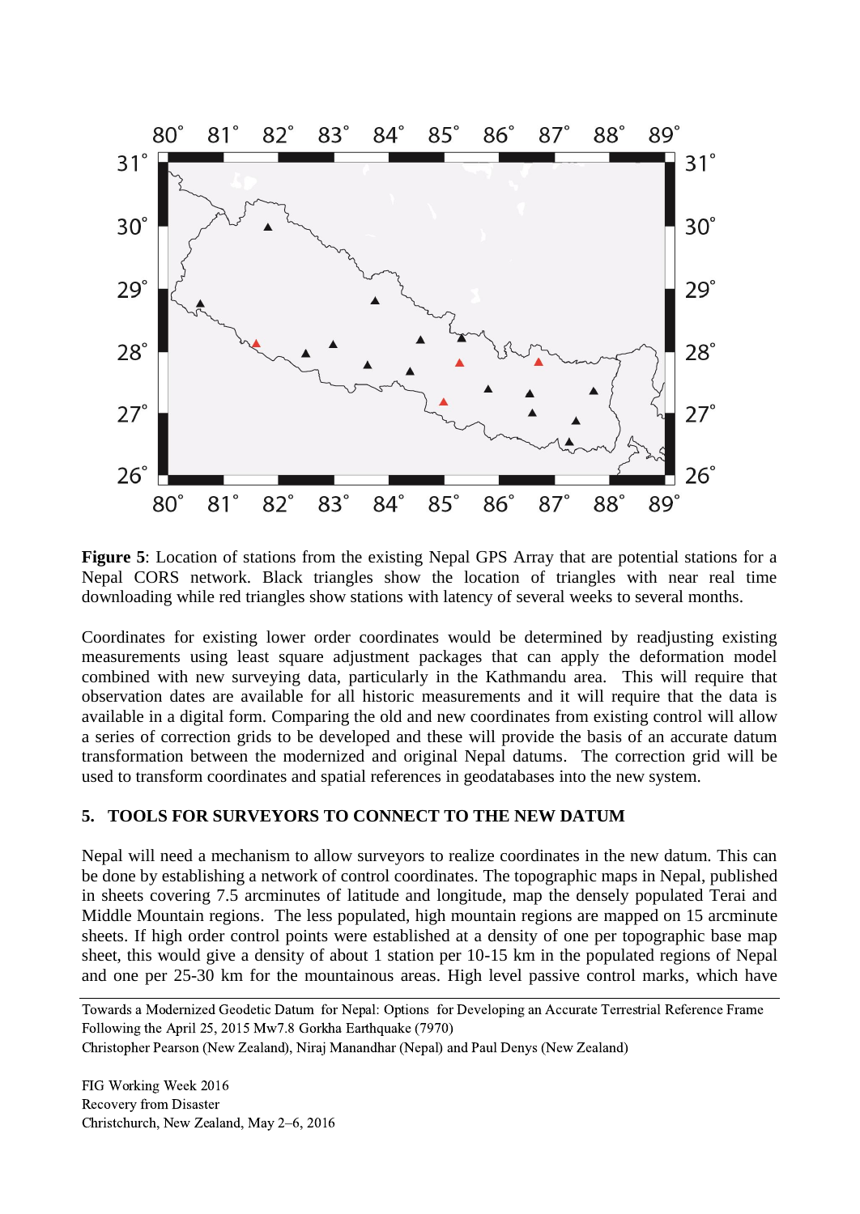**Figure 5**: Location of stations from the existing Nepal GPS Array that are potential stations for a Nepal CORS network. Black triangles show the location of triangles with near real time downloading while red triangles show stations with latency of several weeks to several months.

Coordinates for existing lower order coordinates would be determined by readjusting existing measurements using least square adjustment packages that can apply the deformation model combined with new surveying data, particularly in the Kathmandu area. This will require that observation dates are available for all historic measurements and it will require that the data is available in a digital form. Comparing the old and new coordinates from existing control will allow a series of correction grids to be developed and these will provide the basis of an accurate datum transformation between the modernized and original Nepal datums. The correction grid will be used to transform coordinates and spatial references in geodatabases into the new system.

## 5. TOOLS FOR SURVEYORS TO CONNECT TO THE NEW DATUM

Nepal will need a mechanism to allow surveyors to realize coordinates in the new datum. This can be done by establishing a network of control coordinates. The topographic maps in Nepal, published in sheets covering 7.5 arcminutes of latitude and longitude, map the densely populated Terai and Middle Mountain regions. The less populated, high mountain regions are mapped on 15 arcminute sheets. If high order control points were established at a density of one per topographic base map sheet, this would give a density of about 1 station per 10-15 km in the populated regions of Nepal and one per 25-30 km for the mountainous areas. High level passive control marks, which have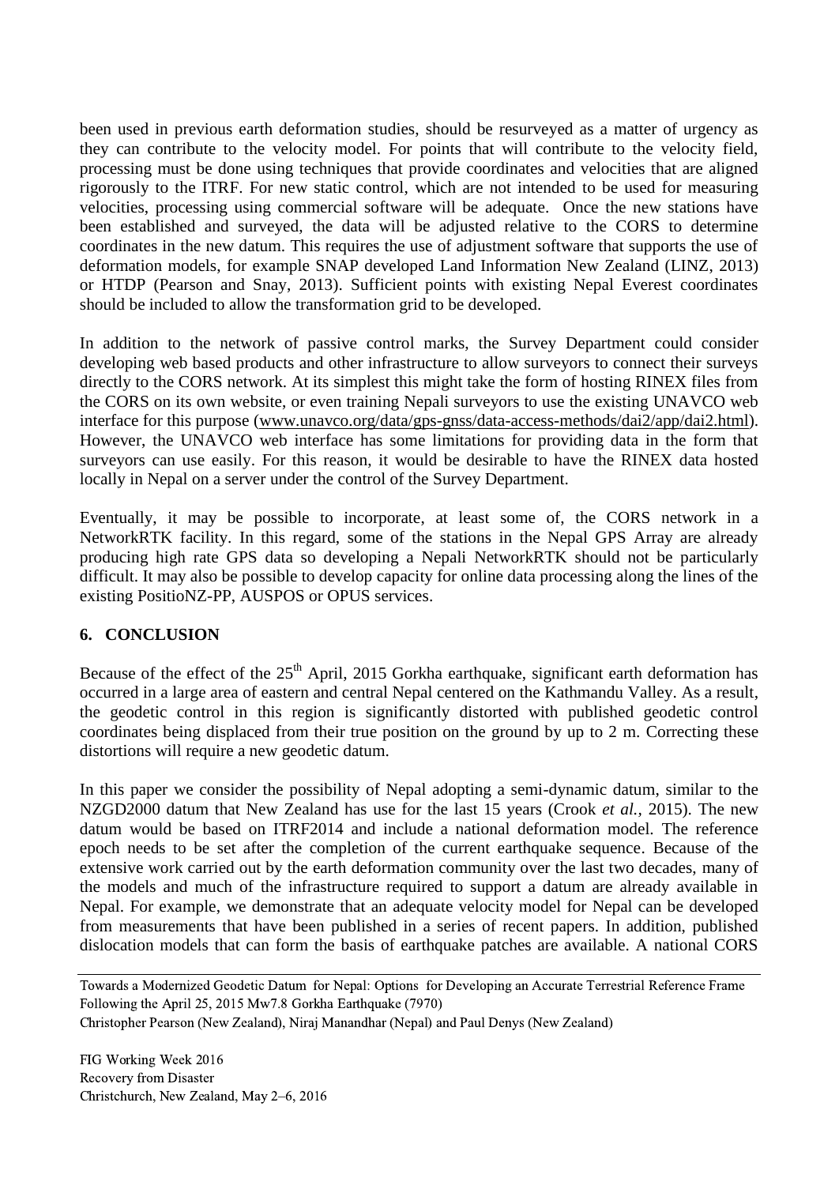been used in previous earth deformation studies, should be resurveyed as a matter of urgency as they can contribute to the velocity model. For points that will contribute to the velocity field, processing must be done using techniques that provide coordinates and velocities that are aligned rigorously to the ITRF. For new static control, which are not intended to be used for measuring velocities, processing using commercial software will be adequate. Once the new stations have been established and surveyed, the data will be adjusted relative to the CORS to determine coordinates in the new datum. This requires the use of adjustment software that supports the use of deformation models, for example SNAP developed Land Information New Zealand (LINZ, 2013) or HTDP (Pearson and Snay, 2013). Sufficient points with existing Nepal Everest coordinates should be included to allow the transformation grid to be developed.

In addition to the network of passive control marks, the Survey Department could consider developing web based products and other infrastructure to allow surveyors to connect their surveys directly to the CORS network. At its simplest this might take the form of hosting RINEX files from the CORS on its own website, or even training Nepali surveyors to use the existing UNAVCO web interface for this purpose (www.unavco.org/data/gps-gnss/data-access-methods/dai2/app/dai2.html). However, the UNAVCO web interface has some limitations for providing data in the form that surveyors can use easily. For this reason, it would be desirable to have the RINEX data hosted locally in Nepal on a server under the control of the Survey Department.

Eventually, it may be possible to incorporate, at least some of, the CORS network in a NetworkRTK facility. In this regard, some of the stations in the Nepal GPS Array are already producing high rate GPS data so developing a Nepali NetworkRTK should not be particularly difficult. It may also be possible to develop capacity for online data processing along the lines of the existing PositioNZ-PP, AUSPOS or OPUS services.

## 6. CONCLUSION

Because of the effect of the 25th April, 2015 Gorkha earthquake, significant earth deformation has occurred in a large area of eastern and central Nepal centered on the Kathmandu Valley. As a result, the geodetic control in this region is significantly distorted with published geodetic control coordinates being displaced from their true position on the ground by up to 2 m. Correcting these distortions will require a new geodetic datum.

In this paper we consider the possibility of Nepal adopting a semi-dynamic datum, similar to the NZGD2000 datum that New Zealand has use for the last 15 years (Crook *et al.,* 2015). The new datum would be based on ITRF2014 and include a national deformation model. The reference epoch needs to be set after the completion of the current earthquake sequence. Because of the extensive work carried out by the earth deformation community over the last two decades, many of the models and much of the infrastructure required to support a datum are already available in Nepal. For example, we demonstrate that an adequate velocity model for Nepal can be developed from measurements that have been published in a series of recent papers. In addition, published dislocation models that can form the basis of earthquake patches are available. A national CORS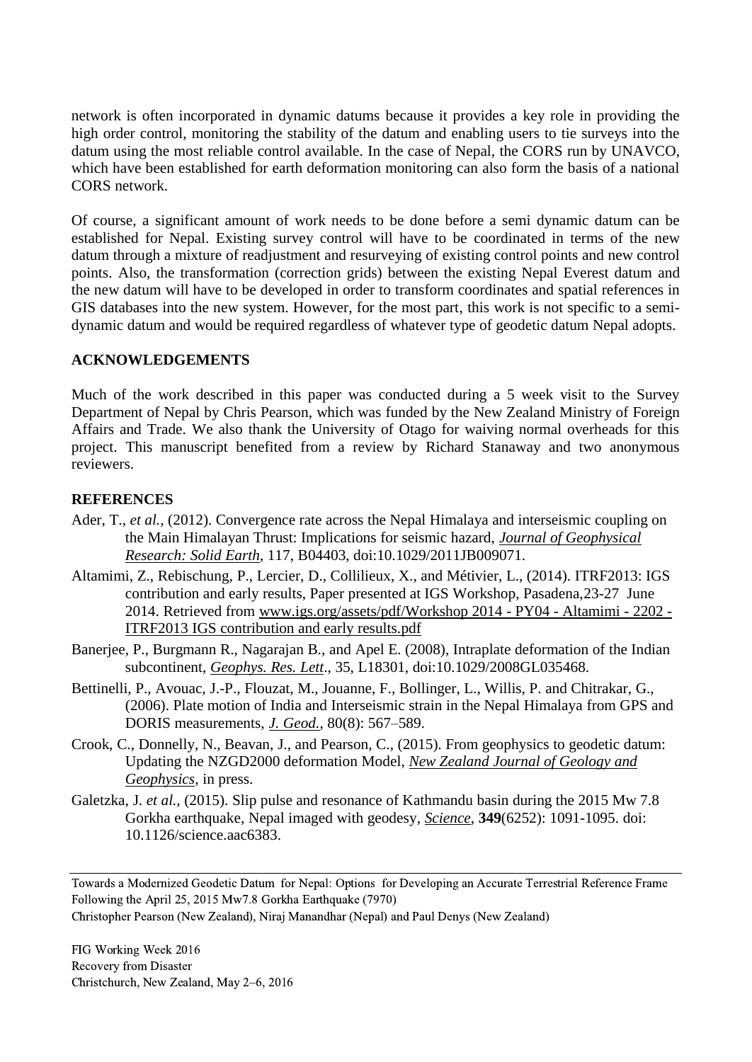network is often incorporated in dynamic datums because it provides a key role in providing the high order control, monitoring the stability of the datum and enabling users to tie surveys into the datum using the most reliable control available. In the case of Nepal, the CORS run by UNAVCO, which have been established for earth deformation monitoring can also form the basis of a national CORS network.

Of course, a significant amount of work needs to be done before a semi dynamic datum can be established for Nepal. Existing survey control will have to be coordinated in terms of the new datum through a mixture of readjustment and resurveying of existing control points and new control points. Also, the transformation (correction grids) between the existing Nepal Everest datum and the new datum will have to be developed in order to transform coordinates and spatial references in GIS databases into the new system. However, for the most part, this work is not specific to a semi-dynamic datum and would be required regardless of whatever type of geodetic datum Nepal adopts.

## ACKNOWLEDGEMENTS

Much of the work described in this paper was conducted during a 5 week visit to the Survey Department of Nepal by Chris Pearson, which was funded by the New Zealand Ministry of Foreign Affairs and Trade. We also thank the University of Otago for waiving normal overheads for this project. This manuscript benefited from a review by Richard Stanaway and two anonymous reviewers.

## REFERENCES

Ader, T., *et al.*, (2012). Convergence rate across the Nepal Himalaya and interseismic coupling on the Main Himalayan Thrust: Implications for seismic hazard, *Journal of Geophysical Research: Solid Earth*, 117, B04403, doi:10.1029/2011JB009071.

Altamimi, Z., Rebischung, P., Lercier, D., Collilieux, X., and Métivier, L., (2014). ITRF2013: IGS contribution and early results, Paper presented at IGS Workshop, Pasadena,23-27 June 2014. Retrieved from www.igs.org/assets/pdf/Workshop 2014 - PY04 - Altamimi - 2202 - ITRF2013 IGS contribution and early results.pdf

Banerjee, P., Burgmann R., Nagarajan B., and Apel E. (2008), Intraplate deformation of the Indian subcontinent, *Geophys. Res. Lett*., 35, L18301, doi:10.1029/2008GL035468.

Bettinelli, P., Avouac, J.-P., Flouzat, M., Jouanne, F., Bollinger, L., Willis, P. and Chitrakar, G., (2006). Plate motion of India and Interseismic strain in the Nepal Himalaya from GPS and DORIS measurements, *J. Geod.*, 80(8): 567–589.

Crook, C., Donnelly, N., Beavan, J., and Pearson, C., (2015). From geophysics to geodetic datum: Updating the NZGD2000 deformation Model, *New Zealand Journal of Geology and Geophysics*, in press.

Galetzka, J. *et al.*, (2015). Slip pulse and resonance of Kathmandu basin during the 2015 Mw 7.8 Gorkha earthquake, Nepal imaged with geodesy, *Science*, **349**(6252): 1091-1095. doi: 10.1126/science.aac6383.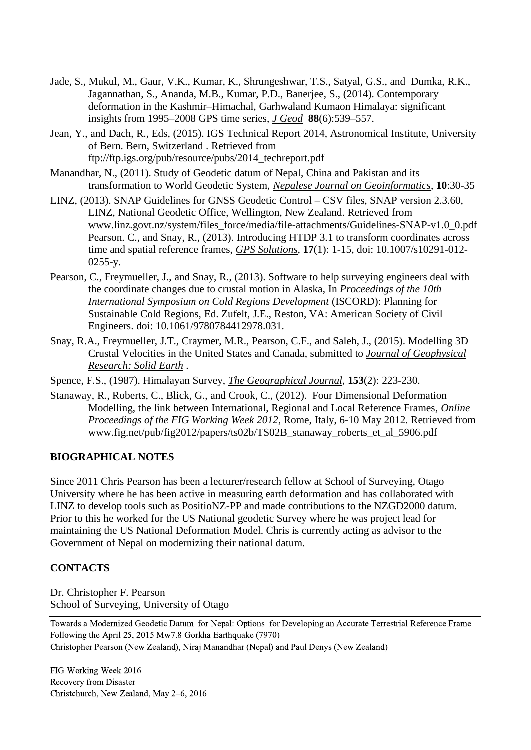Jade, S., Mukul, M., Gaur, V.K., Kumar, K., Shrungeshwar, T.S., Satyal, G.S., and Dumka, R.K., Jagannathan, S., Ananda, M.B., Kumar, P.D., Banerjee, S., (2014). Contemporary deformation in the Kashmir–Himachal, Garhwaland Kumaon Himalaya: significant insights from 1995–2008 GPS time series, *J Geod* **88**(6):539–557.

Jean, Y., and Dach, R., Eds, (2015). IGS Technical Report 2014, Astronomical Institute, University of Bern. Bern, Switzerland . Retrieved from ftp://ftp.igs.org/pub/resource/pubs/2014_techreport.pdf

Manandhar, N., (2011). Study of Geodetic datum of Nepal, China and Pakistan and its transformation to World Geodetic System, *Nepalese Journal on Geoinformatics*, **10**:30-35

LINZ, (2013). SNAP Guidelines for GNSS Geodetic Control – CSV files, SNAP version 2.3.60, LINZ, National Geodetic Office, Wellington, New Zealand. Retrieved from www.linz.govt.nz/system/files_force/media/file-attachments/Guidelines-SNAP-v1.0_0.pdf Pearson. C., and Snay, R., (2013). Introducing HTDP 3.1 to transform coordinates across time and spatial reference frames, *GPS Solutions*, **17**(1): 1-15, doi: 10.1007/s10291-012-0255-y.

Pearson, C., Freymueller, J., and Snay, R., (2013). Software to help surveying engineers deal with the coordinate changes due to crustal motion in Alaska, In *Proceedings of the 10th International Symposium on Cold Regions Development* (ISCORD): Planning for Sustainable Cold Regions, Ed. Zufelt, J.E., Reston, VA: American Society of Civil Engineers. doi: 10.1061/9780784412978.031.

Snay, R.A., Freymueller, J.T., Craymer, M.R., Pearson, C.F., and Saleh, J., (2015). Modelling 3D Crustal Velocities in the United States and Canada, submitted to *Journal of Geophysical Research: Solid Earth* .

Spence, F.S., (1987). Himalayan Survey, *The Geographical Journal*, **153**(2): 223-230.

Stanaway, R., Roberts, C., Blick, G., and Crook, C., (2012). Four Dimensional Deformation Modelling, the link between International, Regional and Local Reference Frames, *Online Proceedings of the FIG Working Week 2012*, Rome, Italy, 6-10 May 2012. Retrieved from www.fig.net/pub/fig2012/papers/ts02b/TS02B_stanaway_roberts_et_al_5906.pdf

## BIOGRAPHICAL NOTES

Since 2011 Chris Pearson has been a lecturer/research fellow at School of Surveying, Otago University where he has been active in measuring earth deformation and has collaborated with LINZ to develop tools such as PositioNZ-PP and made contributions to the NZGD2000 datum. Prior to this he worked for the US National geodetic Survey where he was project lead for maintaining the US National Deformation Model. Chris is currently acting as advisor to the Government of Nepal on modernizing their national datum.

## CONTACTS

Dr. Christopher F. Pearson
School of Surveying, University of Otago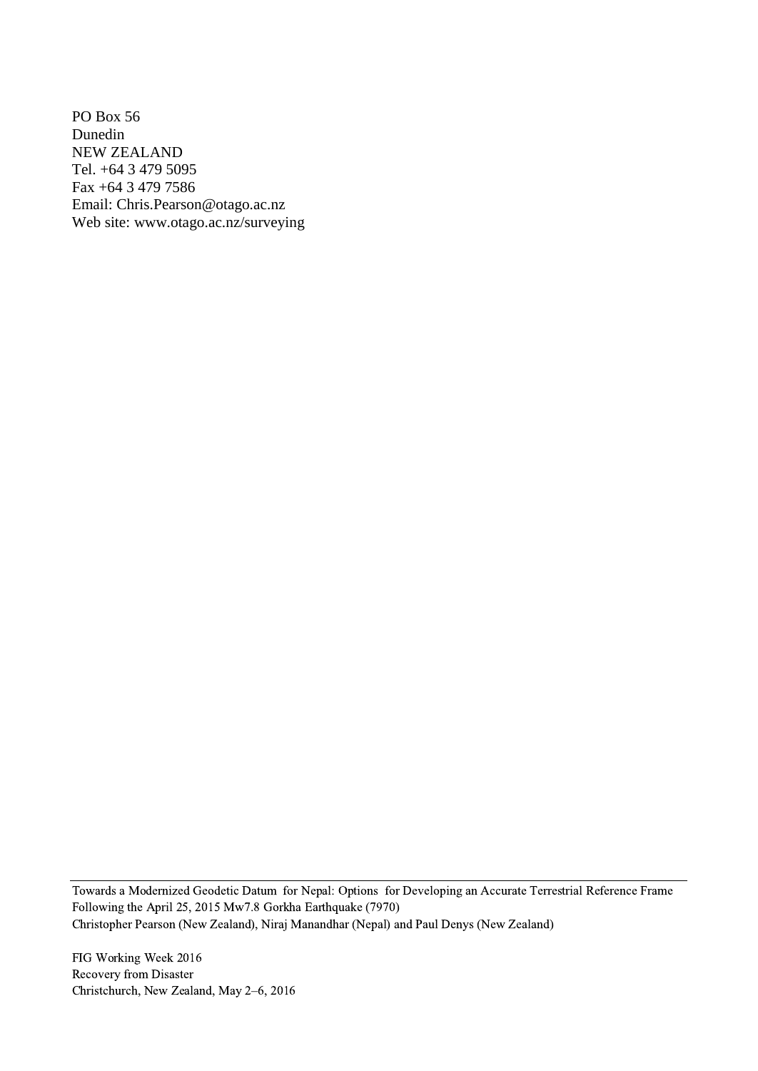PO Box 56
Dunedin
NEW ZEALAND
Tel. +64 3 479 5095
Fax +64 3 479 7586
Email: Chris.Pearson@otago.ac.nz
Web site: www.otago.ac.nz/surveying